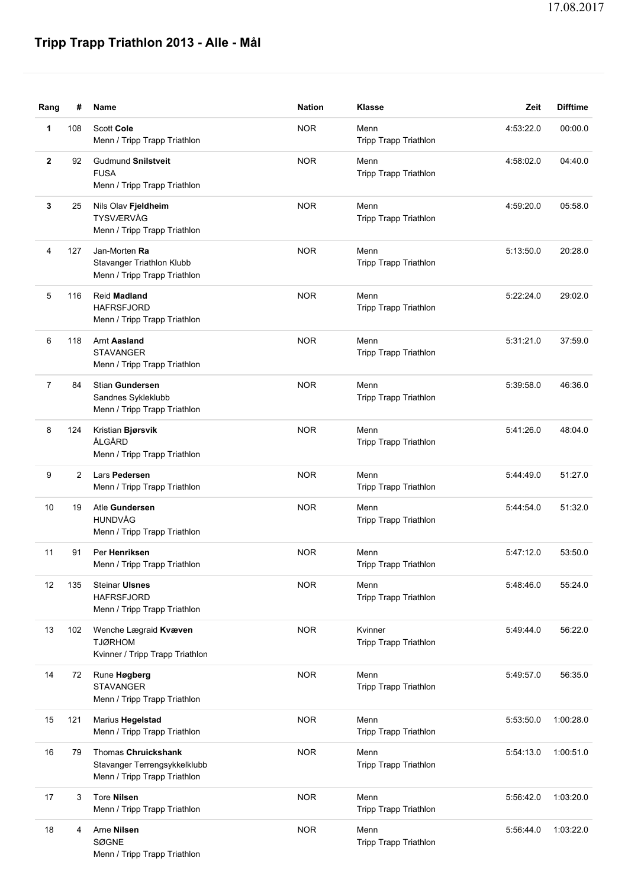# Tripp Trapp Triathlon 2013 - Alle - Mål

| Rang | # | Name | Nation | Klasse | Zeit | Difftime |
|---|---|---|---|---|---|---|
| **1** | 108 | Scott **Cole**<br>Menn / Tripp Trapp Triathlon | NOR | Menn<br>Tripp Trapp Triathlon | 4:53:22.0 | 00:00.0 |
| **2** | 92 | Gudmund **Snilstveit**<br>FUSA<br>Menn / Tripp Trapp Triathlon | NOR | Menn<br>Tripp Trapp Triathlon | 4:58:02.0 | 04:40.0 |
| **3** | 25 | Nils Olav **Fjeldheim**<br>TYSVÆRVÅG<br>Menn / Tripp Trapp Triathlon | NOR | Menn<br>Tripp Trapp Triathlon | 4:59:20.0 | 05:58.0 |
| 4 | 127 | Jan-Morten **Ra**<br>Stavanger Triathlon Klubb<br>Menn / Tripp Trapp Triathlon | NOR | Menn<br>Tripp Trapp Triathlon | 5:13:50.0 | 20:28.0 |
| 5 | 116 | Reid **Madland**<br>HAFRSFJORD<br>Menn / Tripp Trapp Triathlon | NOR | Menn<br>Tripp Trapp Triathlon | 5:22:24.0 | 29:02.0 |
| 6 | 118 | Arnt **Aasland**<br>STAVANGER<br>Menn / Tripp Trapp Triathlon | NOR | Menn<br>Tripp Trapp Triathlon | 5:31:21.0 | 37:59.0 |
| 7 | 84 | Stian **Gundersen**<br>Sandnes Sykleklubb<br>Menn / Tripp Trapp Triathlon | NOR | Menn<br>Tripp Trapp Triathlon | 5:39:58.0 | 46:36.0 |
| 8 | 124 | Kristian **Bjørsvik**<br>ÅLGÅRD<br>Menn / Tripp Trapp Triathlon | NOR | Menn<br>Tripp Trapp Triathlon | 5:41:26.0 | 48:04.0 |
| 9 | 2 | Lars **Pedersen**<br>Menn / Tripp Trapp Triathlon | NOR | Menn<br>Tripp Trapp Triathlon | 5:44:49.0 | 51:27.0 |
| 10 | 19 | Atle **Gundersen**<br>HUNDVÅG<br>Menn / Tripp Trapp Triathlon | NOR | Menn<br>Tripp Trapp Triathlon | 5:44:54.0 | 51:32.0 |
| 11 | 91 | Per **Henriksen**<br>Menn / Tripp Trapp Triathlon | NOR | Menn<br>Tripp Trapp Triathlon | 5:47:12.0 | 53:50.0 |
| 12 | 135 | Steinar **Ulsnes**<br>HAFRSFJORD<br>Menn / Tripp Trapp Triathlon | NOR | Menn<br>Tripp Trapp Triathlon | 5:48:46.0 | 55:24.0 |
| 13 | 102 | Wenche Lægraid **Kvæven**<br>TJØRHOM<br>Kvinner / Tripp Trapp Triathlon | NOR | Kvinner<br>Tripp Trapp Triathlon | 5:49:44.0 | 56:22.0 |
| 14 | 72 | Rune **Høgberg**<br>STAVANGER<br>Menn / Tripp Trapp Triathlon | NOR | Menn<br>Tripp Trapp Triathlon | 5:49:57.0 | 56:35.0 |
| 15 | 121 | Marius **Hegelstad**<br>Menn / Tripp Trapp Triathlon | NOR | Menn<br>Tripp Trapp Triathlon | 5:53:50.0 | 1:00:28.0 |
| 16 | 79 | Thomas **Chruickshank**<br>Stavanger Terrengsykkelklubb<br>Menn / Tripp Trapp Triathlon | NOR | Menn<br>Tripp Trapp Triathlon | 5:54:13.0 | 1:00:51.0 |
| 17 | 3 | Tore **Nilsen**<br>Menn / Tripp Trapp Triathlon | NOR | Menn<br>Tripp Trapp Triathlon | 5:56:42.0 | 1:03:20.0 |
| 18 | 4 | Arne **Nilsen**<br>SØGNE<br>Menn / Tripp Trapp Triathlon | NOR | Menn<br>Tripp Trapp Triathlon | 5:56:44.0 | 1:03:22.0 |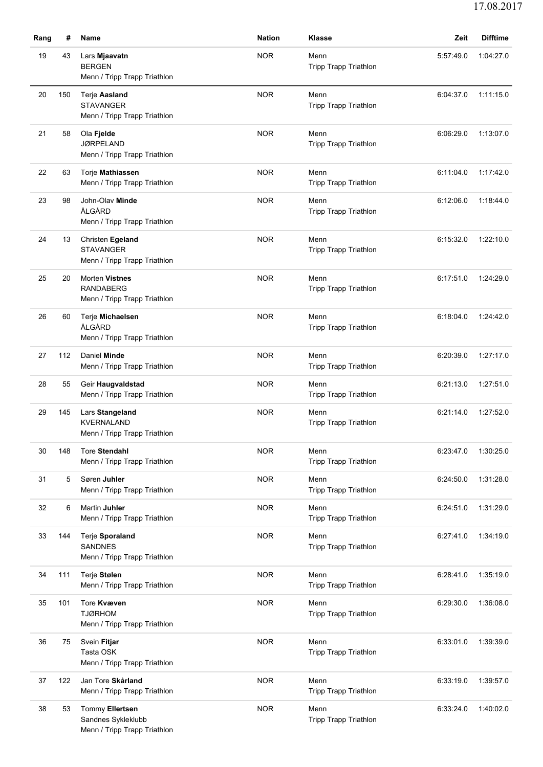| Rang | # | Name | Nation | Klasse | Zeit | Difftime |
|---|---|---|---|---|---|---|
| 19 | 43 | Lars **Mjaavatn**<br>BERGEN<br>Menn / Tripp Trapp Triathlon | NOR | Menn<br>Tripp Trapp Triathlon | 5:57:49.0 | 1:04:27.0 |
| 20 | 150 | Terje **Aasland**<br>STAVANGER<br>Menn / Tripp Trapp Triathlon | NOR | Menn<br>Tripp Trapp Triathlon | 6:04:37.0 | 1:11:15.0 |
| 21 | 58 | Ola **Fjelde**<br>JØRPELAND<br>Menn / Tripp Trapp Triathlon | NOR | Menn<br>Tripp Trapp Triathlon | 6:06:29.0 | 1:13:07.0 |
| 22 | 63 | Torje **Mathiassen**<br>Menn / Tripp Trapp Triathlon | NOR | Menn<br>Tripp Trapp Triathlon | 6:11:04.0 | 1:17:42.0 |
| 23 | 98 | John-Olav **Minde**<br>ÅLGÅRD<br>Menn / Tripp Trapp Triathlon | NOR | Menn<br>Tripp Trapp Triathlon | 6:12:06.0 | 1:18:44.0 |
| 24 | 13 | Christen **Egeland**<br>STAVANGER<br>Menn / Tripp Trapp Triathlon | NOR | Menn<br>Tripp Trapp Triathlon | 6:15:32.0 | 1:22:10.0 |
| 25 | 20 | Morten **Vistnes**<br>RANDABERG<br>Menn / Tripp Trapp Triathlon | NOR | Menn<br>Tripp Trapp Triathlon | 6:17:51.0 | 1:24:29.0 |
| 26 | 60 | Terje **Michaelsen**<br>ÅLGÅRD<br>Menn / Tripp Trapp Triathlon | NOR | Menn<br>Tripp Trapp Triathlon | 6:18:04.0 | 1:24:42.0 |
| 27 | 112 | Daniel **Minde**<br>Menn / Tripp Trapp Triathlon | NOR | Menn<br>Tripp Trapp Triathlon | 6:20:39.0 | 1:27:17.0 |
| 28 | 55 | Geir **Haugvaldstad**<br>Menn / Tripp Trapp Triathlon | NOR | Menn<br>Tripp Trapp Triathlon | 6:21:13.0 | 1:27:51.0 |
| 29 | 145 | Lars **Stangeland**<br>KVERNALAND<br>Menn / Tripp Trapp Triathlon | NOR | Menn<br>Tripp Trapp Triathlon | 6:21:14.0 | 1:27:52.0 |
| 30 | 148 | Tore **Stendahl**<br>Menn / Tripp Trapp Triathlon | NOR | Menn<br>Tripp Trapp Triathlon | 6:23:47.0 | 1:30:25.0 |
| 31 | 5 | Søren **Juhler**<br>Menn / Tripp Trapp Triathlon | NOR | Menn<br>Tripp Trapp Triathlon | 6:24:50.0 | 1:31:28.0 |
| 32 | 6 | Martin **Juhler**<br>Menn / Tripp Trapp Triathlon | NOR | Menn<br>Tripp Trapp Triathlon | 6:24:51.0 | 1:31:29.0 |
| 33 | 144 | Terje **Sporaland**<br>SANDNES<br>Menn / Tripp Trapp Triathlon | NOR | Menn<br>Tripp Trapp Triathlon | 6:27:41.0 | 1:34:19.0 |
| 34 | 111 | Terje **Stølen**<br>Menn / Tripp Trapp Triathlon | NOR | Menn<br>Tripp Trapp Triathlon | 6:28:41.0 | 1:35:19.0 |
| 35 | 101 | Tore **Kvæven**<br>TJØRHOM<br>Menn / Tripp Trapp Triathlon | NOR | Menn<br>Tripp Trapp Triathlon | 6:29:30.0 | 1:36:08.0 |
| 36 | 75 | Svein **Fitjar**<br>Tasta OSK<br>Menn / Tripp Trapp Triathlon | NOR | Menn<br>Tripp Trapp Triathlon | 6:33:01.0 | 1:39:39.0 |
| 37 | 122 | Jan Tore **Skårland**<br>Menn / Tripp Trapp Triathlon | NOR | Menn<br>Tripp Trapp Triathlon | 6:33:19.0 | 1:39:57.0 |
| 38 | 53 | Tommy **Ellertsen**<br>Sandnes Sykleklubb<br>Menn / Tripp Trapp Triathlon | NOR | Menn<br>Tripp Trapp Triathlon | 6:33:24.0 | 1:40:02.0 |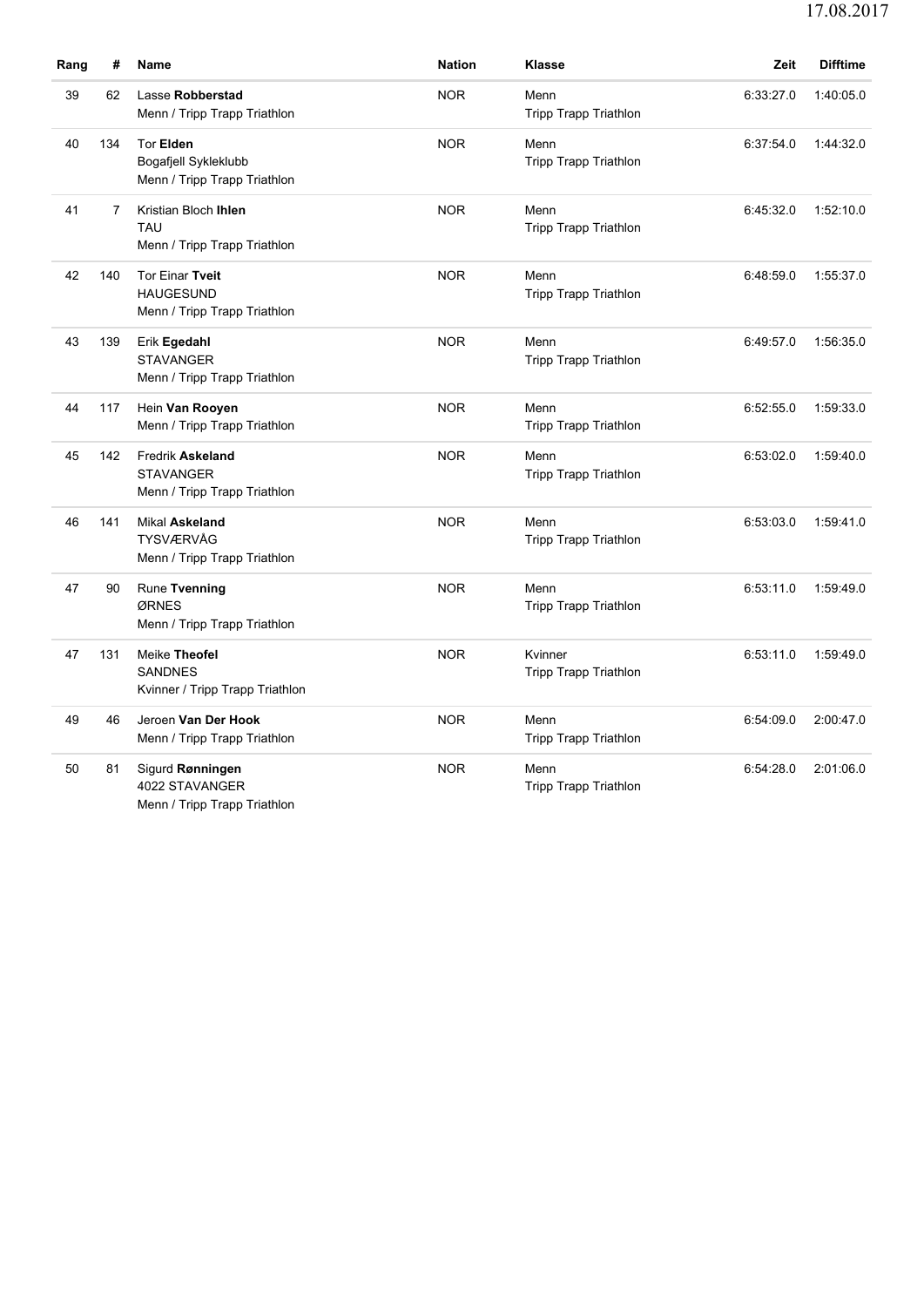| Rang | # | Name | Nation | Klasse | Zeit | Difftime |
|---|---|---|---|---|---|---|
| 39 | 62 | Lasse **Robberstad**<br>Menn / Tripp Trapp Triathlon | NOR | Menn<br>Tripp Trapp Triathlon | 6:33:27.0 | 1:40:05.0 |
| 40 | 134 | Tor **Elden**<br>Bogafjell Sykleklubb<br>Menn / Tripp Trapp Triathlon | NOR | Menn<br>Tripp Trapp Triathlon | 6:37:54.0 | 1:44:32.0 |
| 41 | 7 | Kristian Bloch **Ihlen**<br>TAU<br>Menn / Tripp Trapp Triathlon | NOR | Menn<br>Tripp Trapp Triathlon | 6:45:32.0 | 1:52:10.0 |
| 42 | 140 | Tor Einar **Tveit**<br>HAUGESUND<br>Menn / Tripp Trapp Triathlon | NOR | Menn<br>Tripp Trapp Triathlon | 6:48:59.0 | 1:55:37.0 |
| 43 | 139 | Erik **Egedahl**<br>STAVANGER<br>Menn / Tripp Trapp Triathlon | NOR | Menn<br>Tripp Trapp Triathlon | 6:49:57.0 | 1:56:35.0 |
| 44 | 117 | Hein **Van Rooyen**<br>Menn / Tripp Trapp Triathlon | NOR | Menn<br>Tripp Trapp Triathlon | 6:52:55.0 | 1:59:33.0 |
| 45 | 142 | Fredrik **Askeland**<br>STAVANGER<br>Menn / Tripp Trapp Triathlon | NOR | Menn<br>Tripp Trapp Triathlon | 6:53:02.0 | 1:59:40.0 |
| 46 | 141 | Mikal **Askeland**<br>TYSVÆRVÅG<br>Menn / Tripp Trapp Triathlon | NOR | Menn<br>Tripp Trapp Triathlon | 6:53:03.0 | 1:59:41.0 |
| 47 | 90 | Rune **Tvenning**<br>ØRNES<br>Menn / Tripp Trapp Triathlon | NOR | Menn<br>Tripp Trapp Triathlon | 6:53:11.0 | 1:59:49.0 |
| 47 | 131 | Meike **Theofel**<br>SANDNES<br>Kvinner / Tripp Trapp Triathlon | NOR | Kvinner<br>Tripp Trapp Triathlon | 6:53:11.0 | 1:59:49.0 |
| 49 | 46 | Jeroen **Van Der Hook**<br>Menn / Tripp Trapp Triathlon | NOR | Menn<br>Tripp Trapp Triathlon | 6:54:09.0 | 2:00:47.0 |
| 50 | 81 | Sigurd **Rønningen**<br>4022 STAVANGER<br>Menn / Tripp Trapp Triathlon | NOR | Menn<br>Tripp Trapp Triathlon | 6:54:28.0 | 2:01:06.0 |